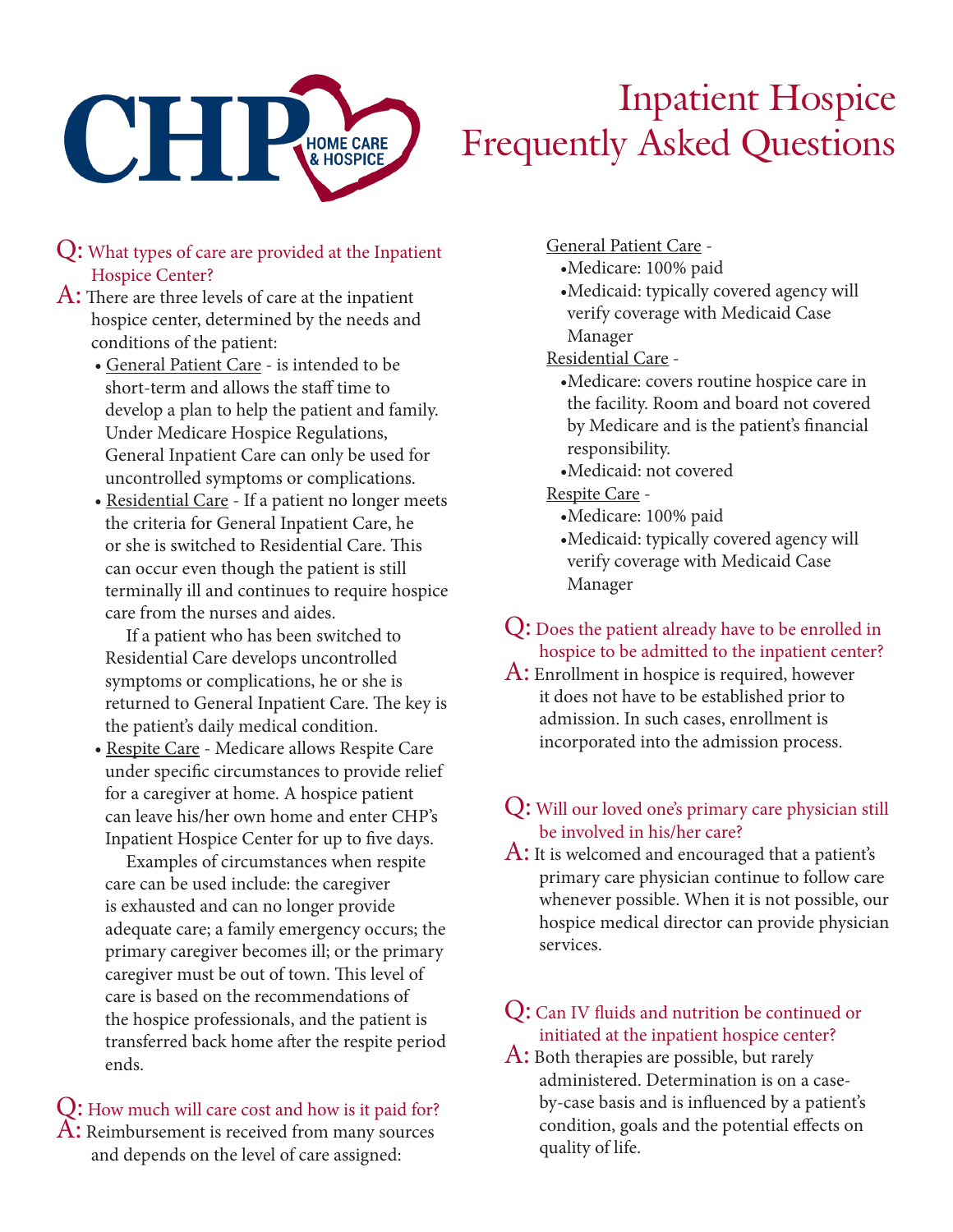CHP HOME CARE & HOSPICE

# Inpatient Hospice Frequently Asked Questions

**Q:** What types of care are provided at the Inpatient Hospice Center?

**A:** There are three levels of care at the inpatient hospice center, determined by the needs and conditions of the patient:

- General Patient Care - is intended to be short-term and allows the staff time to develop a plan to help the patient and family. Under Medicare Hospice Regulations, General Inpatient Care can only be used for uncontrolled symptoms or complications.
- Residential Care - If a patient no longer meets the criteria for General Inpatient Care, he or she is switched to Residential Care. This can occur even though the patient is still terminally ill and continues to require hospice care from the nurses and aides.

  If a patient who has been switched to Residential Care develops uncontrolled symptoms or complications, he or she is returned to General Inpatient Care. The key is the patient's daily medical condition.
- Respite Care - Medicare allows Respite Care under specific circumstances to provide relief for a caregiver at home. A hospice patient can leave his/her own home and enter CHP's Inpatient Hospice Center for up to five days.

  Examples of circumstances when respite care can be used include: the caregiver is exhausted and can no longer provide adequate care; a family emergency occurs; the primary caregiver becomes ill; or the primary caregiver must be out of town. This level of care is based on the recommendations of the hospice professionals, and the patient is transferred back home after the respite period ends.

**Q:** How much will care cost and how is it paid for?

**A:** Reimbursement is received from many sources and depends on the level of care assigned:

General Patient Care -
- Medicare: 100% paid
- Medicaid: typically covered agency will verify coverage with Medicaid Case Manager

Residential Care -
- Medicare: covers routine hospice care in the facility. Room and board not covered by Medicare and is the patient's financial responsibility.
- Medicaid: not covered

Respite Care -
- Medicare: 100% paid
- Medicaid: typically covered agency will verify coverage with Medicaid Case Manager

**Q:** Does the patient already have to be enrolled in hospice to be admitted to the inpatient center?

**A:** Enrollment in hospice is required, however it does not have to be established prior to admission. In such cases, enrollment is incorporated into the admission process.

**Q:** Will our loved one's primary care physician still be involved in his/her care?

**A:** It is welcomed and encouraged that a patient's primary care physician continue to follow care whenever possible. When it is not possible, our hospice medical director can provide physician services.

**Q:** Can IV fluids and nutrition be continued or initiated at the inpatient hospice center?

**A:** Both therapies are possible, but rarely administered. Determination is on a case-by-case basis and is influenced by a patient's condition, goals and the potential effects on quality of life.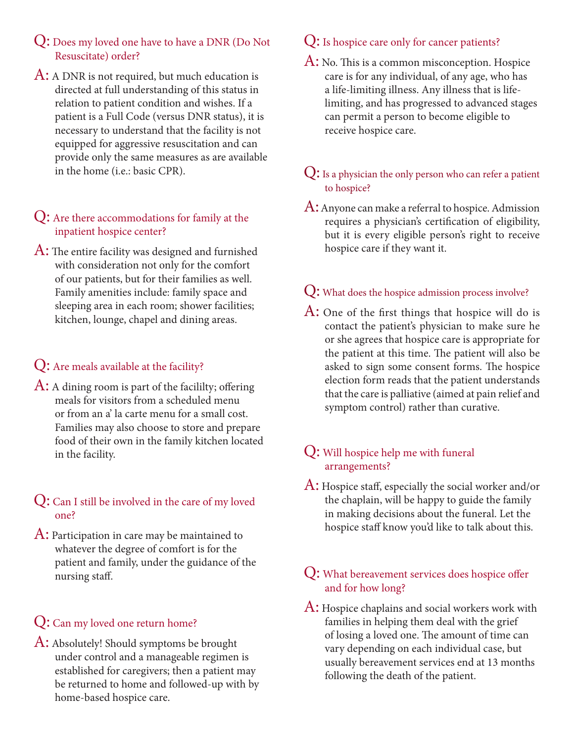**Q: Does my loved one have to have a DNR (Do Not Resuscitate) order?**

A: A DNR is not required, but much education is directed at full understanding of this status in relation to patient condition and wishes. If a patient is a Full Code (versus DNR status), it is necessary to understand that the facility is not equipped for aggressive resuscitation and can provide only the same measures as are available in the home (i.e.: basic CPR).

**Q: Are there accommodations for family at the inpatient hospice center?**

A: The entire facility was designed and furnished with consideration not only for the comfort of our patients, but for their families as well. Family amenities include: family space and sleeping area in each room; shower facilities; kitchen, lounge, chapel and dining areas.

**Q: Are meals available at the facility?**

A: A dining room is part of the facililty; offering meals for visitors from a scheduled menu or from an a' la carte menu for a small cost. Families may also choose to store and prepare food of their own in the family kitchen located in the facility.

**Q: Can I still be involved in the care of my loved one?**

A: Participation in care may be maintained to whatever the degree of comfort is for the patient and family, under the guidance of the nursing staff.

**Q: Can my loved one return home?**

A: Absolutely! Should symptoms be brought under control and a manageable regimen is established for caregivers; then a patient may be returned to home and followed-up with by home-based hospice care.

**Q: Is hospice care only for cancer patients?**

A: No. This is a common misconception. Hospice care is for any individual, of any age, who has a life-limiting illness. Any illness that is life-limiting, and has progressed to advanced stages can permit a person to become eligible to receive hospice care.

**Q: Is a physician the only person who can refer a patient to hospice?**

A: Anyone can make a referral to hospice. Admission requires a physician's certification of eligibility, but it is every eligible person's right to receive hospice care if they want it.

**Q: What does the hospice admission process involve?**

A: One of the first things that hospice will do is contact the patient's physician to make sure he or she agrees that hospice care is appropriate for the patient at this time. The patient will also be asked to sign some consent forms. The hospice election form reads that the patient understands that the care is palliative (aimed at pain relief and symptom control) rather than curative.

**Q: Will hospice help me with funeral arrangements?**

A: Hospice staff, especially the social worker and/or the chaplain, will be happy to guide the family in making decisions about the funeral. Let the hospice staff know you'd like to talk about this.

**Q: What bereavement services does hospice offer and for how long?**

A: Hospice chaplains and social workers work with families in helping them deal with the grief of losing a loved one. The amount of time can vary depending on each individual case, but usually bereavement services end at 13 months following the death of the patient.